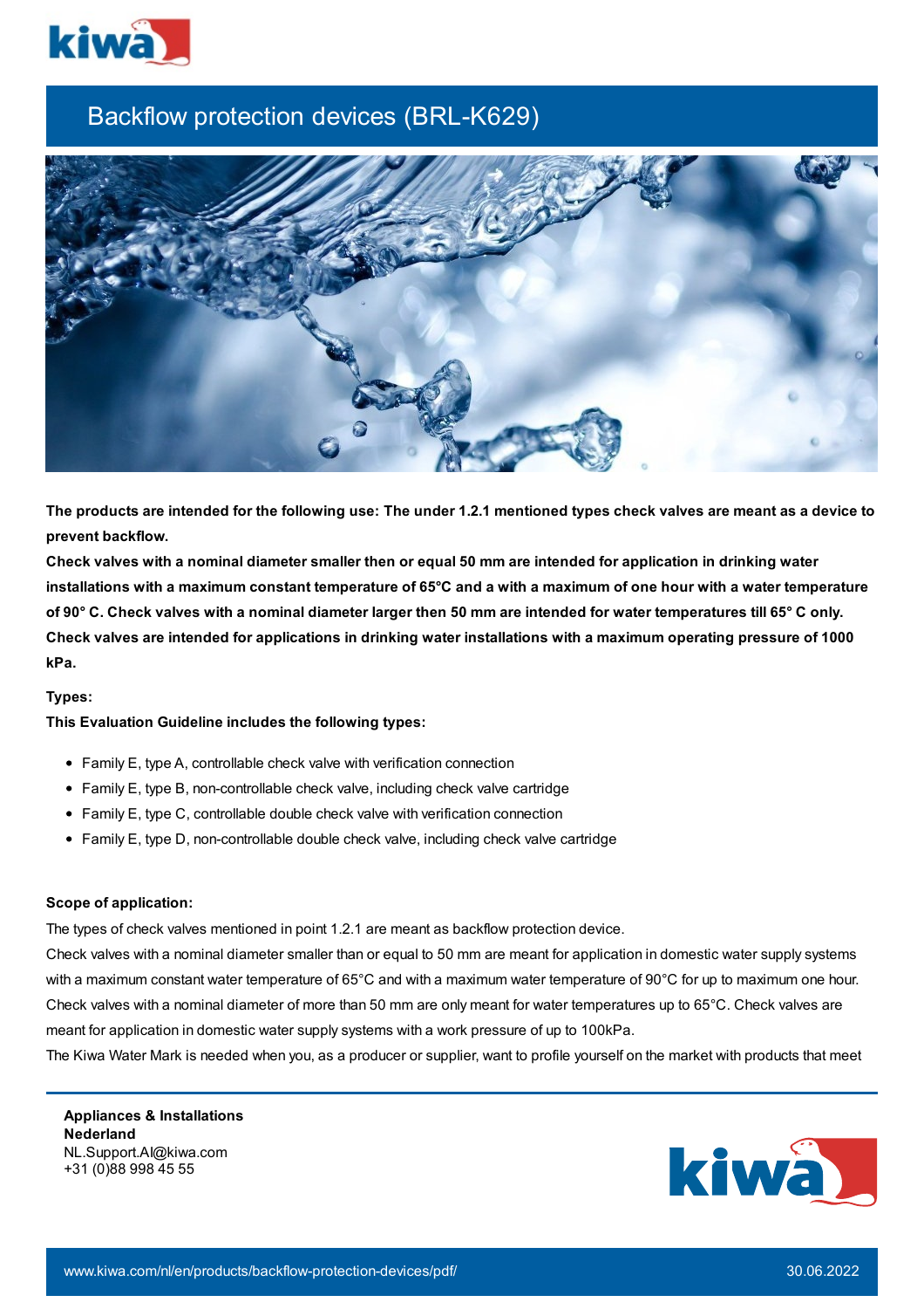# Backflow protection devices (BRL-K629)

**The products are intended for the following use: The under 1.2.1 mentioned types check valves are meant as a device to prevent backflow.**
**Check valves with a nominal diameter smaller then or equal 50 mm are intended for application in drinking water installations with a maximum constant temperature of 65°C and a with a maximum of one hour with a water temperature of 90° C. Check valves with a nominal diameter larger then 50 mm are intended for water temperatures till 65° C only. Check valves are intended for applications in drinking water installations with a maximum operating pressure of 1000 kPa.**

**Types:**

**This Evaluation Guideline includes the following types:**

- Family E, type A, controllable check valve with verification connection
- Family E, type B, non-controllable check valve, including check valve cartridge
- Family E, type C, controllable double check valve with verification connection
- Family E, type D, non-controllable double check valve, including check valve cartridge

**Scope of application:**

The types of check valves mentioned in point 1.2.1 are meant as backflow protection device.
Check valves with a nominal diameter smaller than or equal to 50 mm are meant for application in domestic water supply systems with a maximum constant water temperature of 65°C and with a maximum water temperature of 90°C for up to maximum one hour. Check valves with a nominal diameter of more than 50 mm are only meant for water temperatures up to 65°C. Check valves are meant for application in domestic water supply systems with a work pressure of up to 100kPa.
The Kiwa Water Mark is needed when you, as a producer or supplier, want to profile yourself on the market with products that meet

**Appliances & Installations Nederland**
NL.Support.AI@kiwa.com
+31 (0)88 998 45 55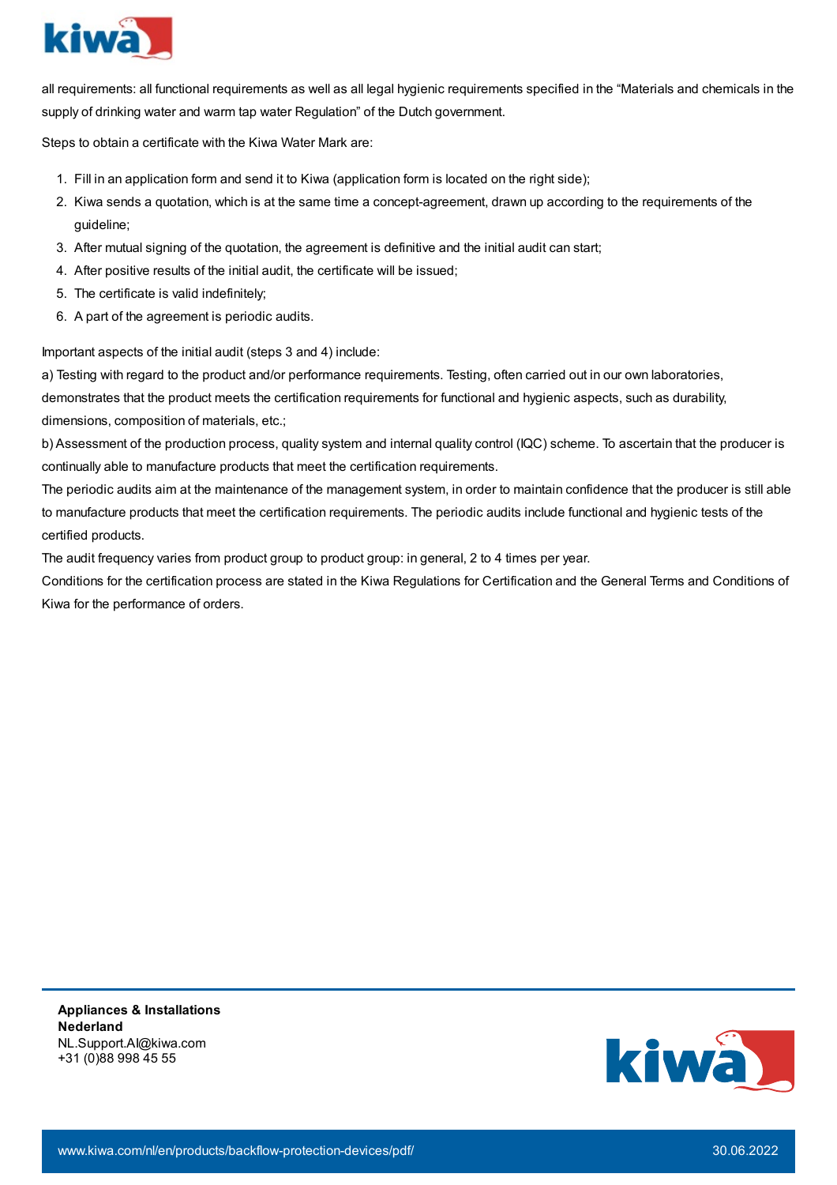all requirements: all functional requirements as well as all legal hygienic requirements specified in the “Materials and chemicals in the supply of drinking water and warm tap water Regulation” of the Dutch government.

Steps to obtain a certificate with the Kiwa Water Mark are:

1. Fill in an application form and send it to Kiwa (application form is located on the right side);
2. Kiwa sends a quotation, which is at the same time a concept-agreement, drawn up according to the requirements of the guideline;
3. After mutual signing of the quotation, the agreement is definitive and the initial audit can start;
4. After positive results of the initial audit, the certificate will be issued;
5. The certificate is valid indefinitely;
6. A part of the agreement is periodic audits.

Important aspects of the initial audit (steps 3 and 4) include:

a) Testing with regard to the product and/or performance requirements. Testing, often carried out in our own laboratories, demonstrates that the product meets the certification requirements for functional and hygienic aspects, such as durability, dimensions, composition of materials, etc.;

b) Assessment of the production process, quality system and internal quality control (IQC) scheme. To ascertain that the producer is continually able to manufacture products that meet the certification requirements.

The periodic audits aim at the maintenance of the management system, in order to maintain confidence that the producer is still able to manufacture products that meet the certification requirements. The periodic audits include functional and hygienic tests of the certified products.

The audit frequency varies from product group to product group: in general, 2 to 4 times per year.

Conditions for the certification process are stated in the Kiwa Regulations for Certification and the General Terms and Conditions of Kiwa for the performance of orders.

**Appliances & Installations**
**Nederland**
NL.Support.AI@kiwa.com
+31 (0)88 998 45 55

www.kiwa.com/nl/en/products/backflow-protection-devices/pdf/

30.06.2022